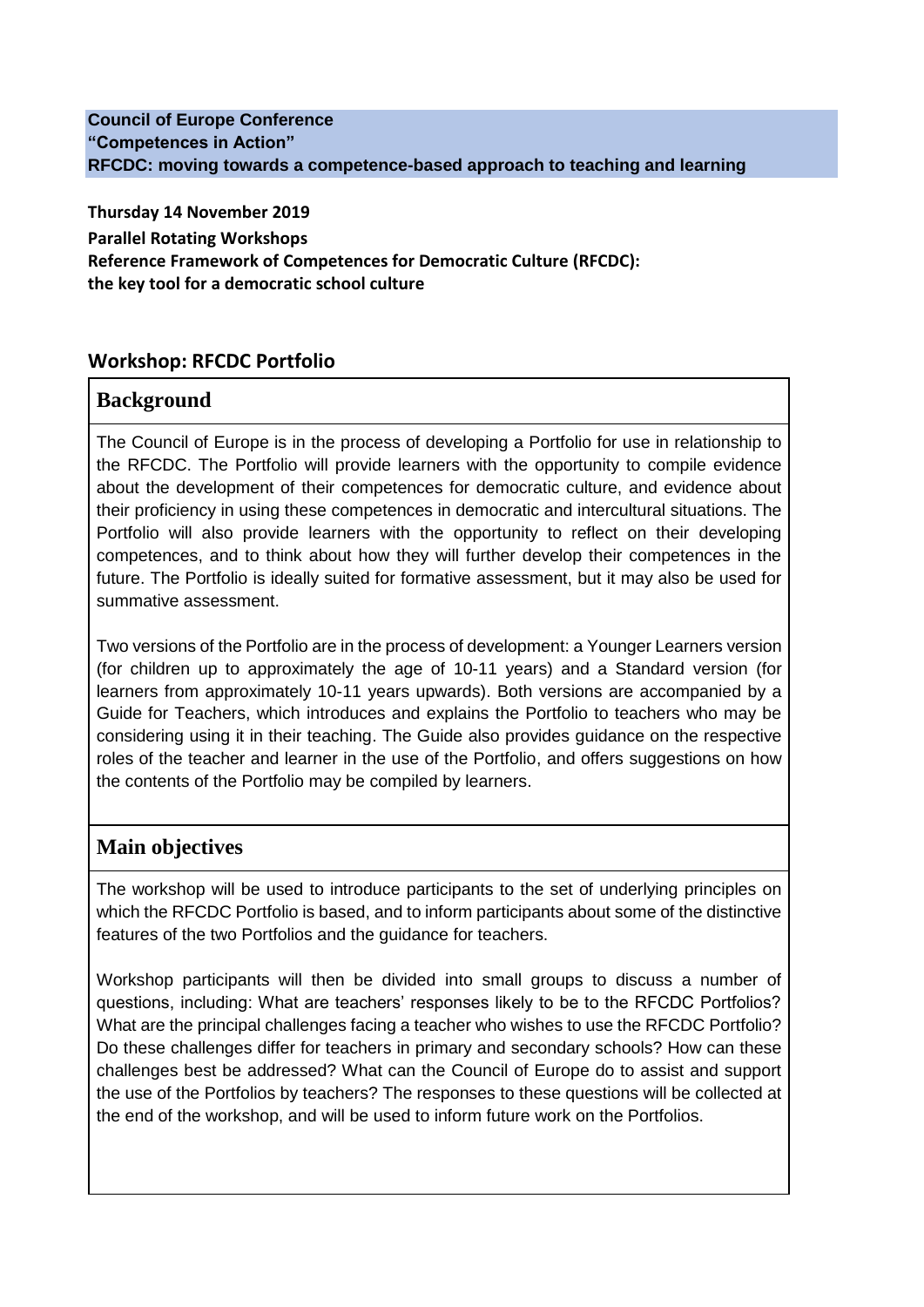**Council of Europe Conference**
**"Competences in Action"**
**RFCDC: moving towards a competence-based approach to teaching and learning**

**Thursday 14 November 2019**

**Parallel Rotating Workshops**

**Reference Framework of Competences for Democratic Culture (RFCDC): the key tool for a democratic school culture**

## Workshop: RFCDC Portfolio

### Background

The Council of Europe is in the process of developing a Portfolio for use in relationship to the RFCDC. The Portfolio will provide learners with the opportunity to compile evidence about the development of their competences for democratic culture, and evidence about their proficiency in using these competences in democratic and intercultural situations. The Portfolio will also provide learners with the opportunity to reflect on their developing competences, and to think about how they will further develop their competences in the future. The Portfolio is ideally suited for formative assessment, but it may also be used for summative assessment.

Two versions of the Portfolio are in the process of development: a Younger Learners version (for children up to approximately the age of 10-11 years) and a Standard version (for learners from approximately 10-11 years upwards). Both versions are accompanied by a Guide for Teachers, which introduces and explains the Portfolio to teachers who may be considering using it in their teaching. The Guide also provides guidance on the respective roles of the teacher and learner in the use of the Portfolio, and offers suggestions on how the contents of the Portfolio may be compiled by learners.

### Main objectives

The workshop will be used to introduce participants to the set of underlying principles on which the RFCDC Portfolio is based, and to inform participants about some of the distinctive features of the two Portfolios and the guidance for teachers.

Workshop participants will then be divided into small groups to discuss a number of questions, including: What are teachers' responses likely to be to the RFCDC Portfolios? What are the principal challenges facing a teacher who wishes to use the RFCDC Portfolio? Do these challenges differ for teachers in primary and secondary schools? How can these challenges best be addressed? What can the Council of Europe do to assist and support the use of the Portfolios by teachers? The responses to these questions will be collected at the end of the workshop, and will be used to inform future work on the Portfolios.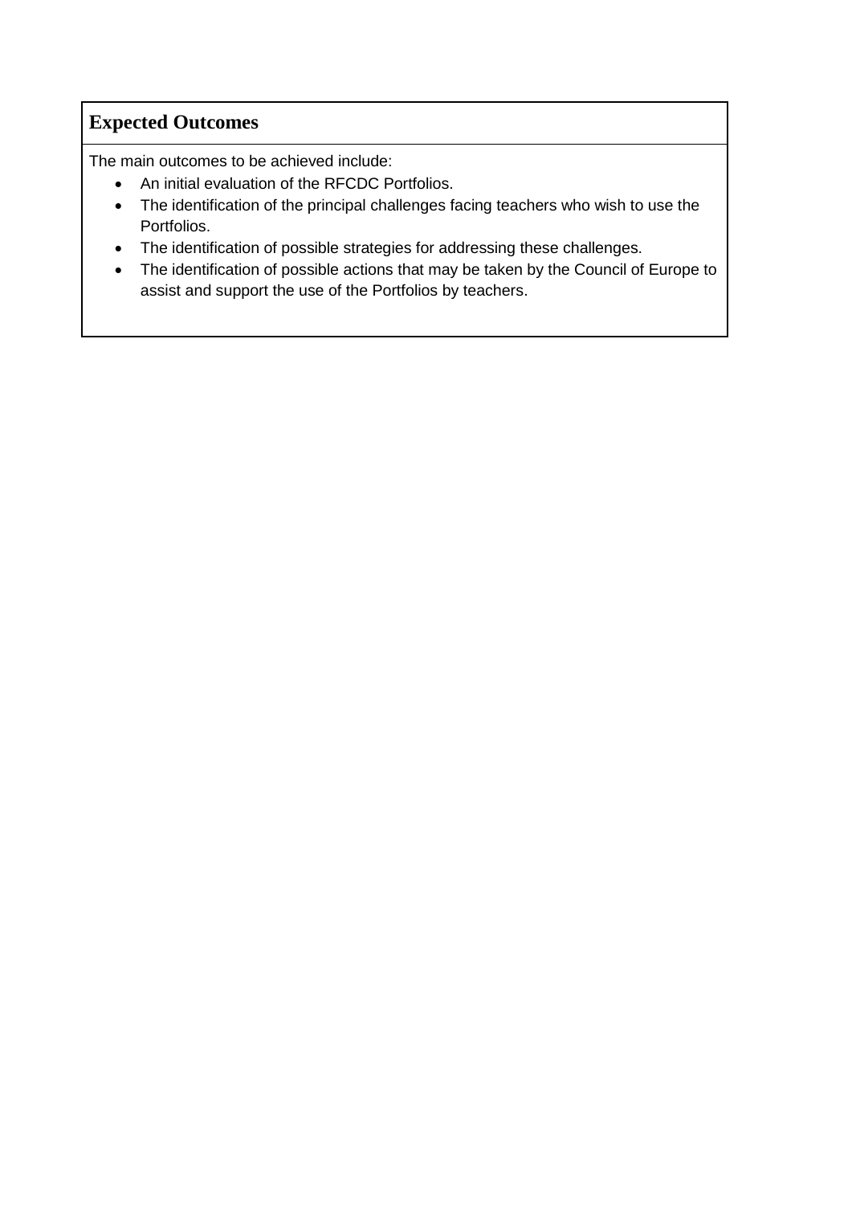## Expected Outcomes

The main outcomes to be achieved include:

- An initial evaluation of the RFCDC Portfolios.
- The identification of the principal challenges facing teachers who wish to use the Portfolios.
- The identification of possible strategies for addressing these challenges.
- The identification of possible actions that may be taken by the Council of Europe to assist and support the use of the Portfolios by teachers.